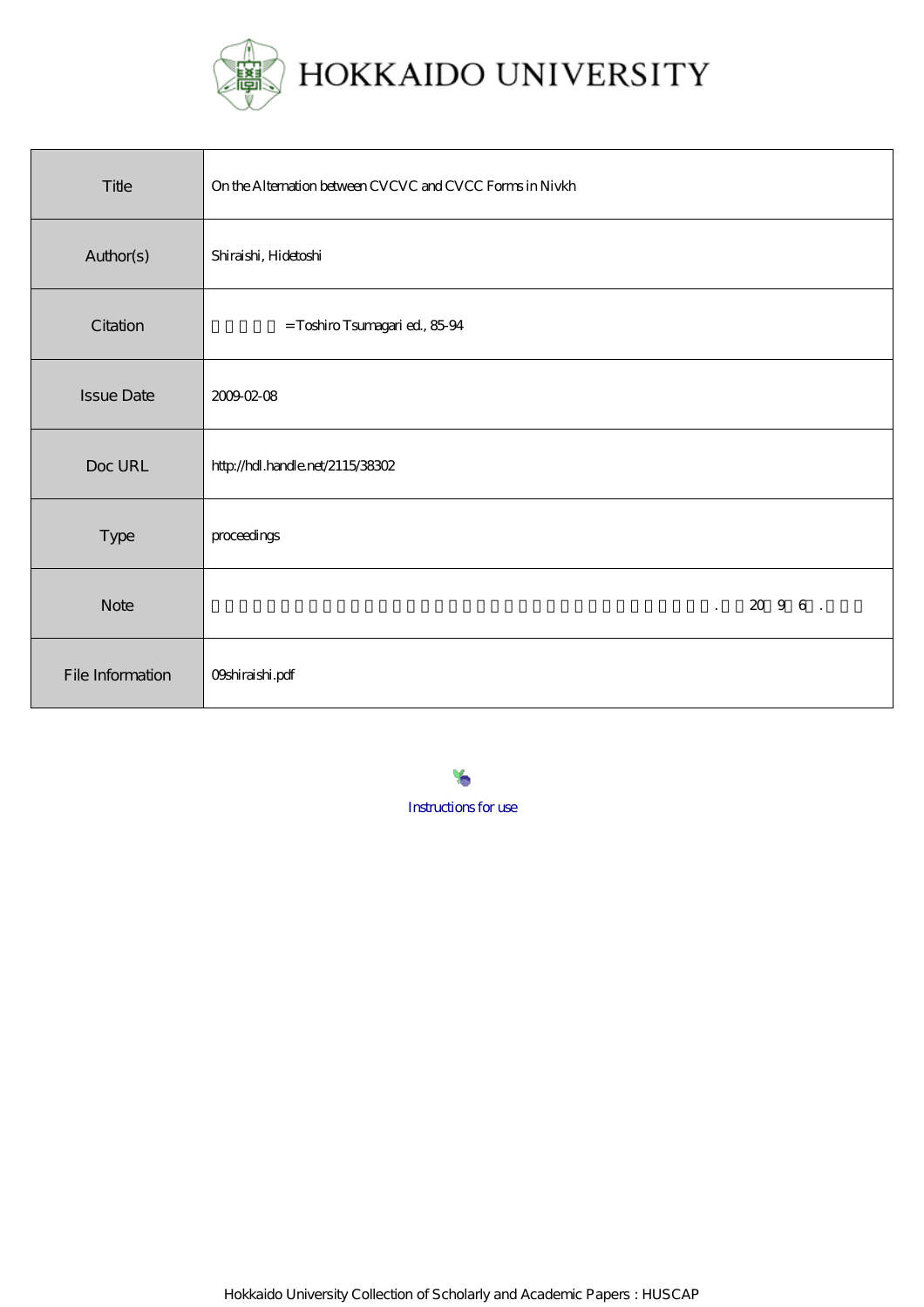HOKKAIDO UNIVERSITY

| | |
|---|---|
| Title | On the Alternation between CVCVC and CVCC Forms in Nivkh |
| Author(s) | Shiraishi, Hidetoshi |
| Citation | = Toshiro Tsumagari ed., 85-94 |
| Issue Date | 2009-02-08 |
| Doc URL | http://hdl.handle.net/2115/38302 |
| Type | proceedings |
| Note | . 20 9 6 . |
| File Information | 09shiraishi.pdf |

Instructions for use

Hokkaido University Collection of Scholarly and Academic Papers : HUSCAP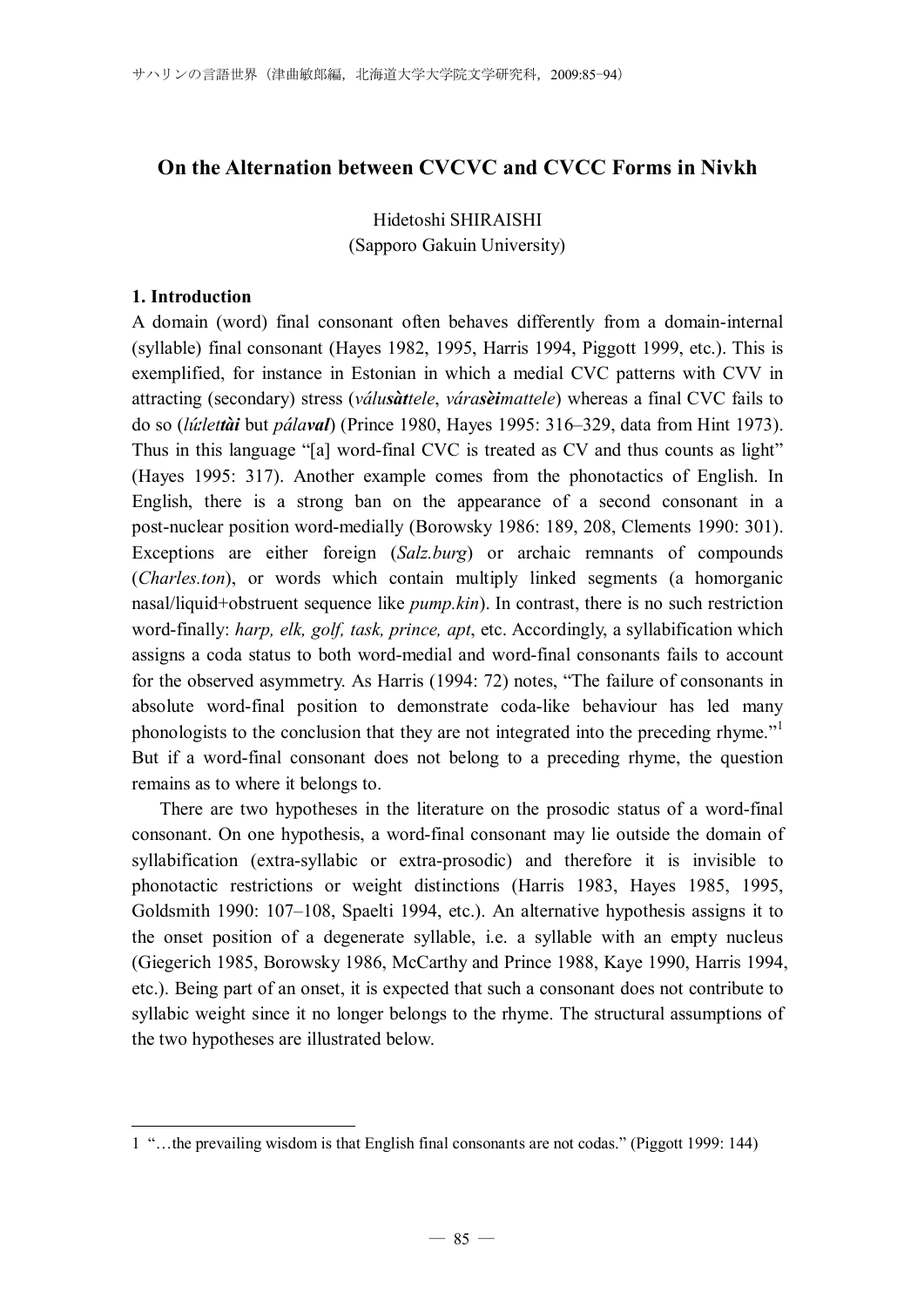## On the Alternation between CVCVC and CVCC Forms in Nivkh

Hidetoshi SHIRAISHI
(Sapporo Gakuin University)

### 1. Introduction

A domain (word) final consonant often behaves differently from a domain-internal (syllable) final consonant (Hayes 1982, 1995, Harris 1994, Piggott 1999, etc.). This is exemplified, for instance in Estonian in which a medial CVC patterns with CVV in attracting (secondary) stress (*válu**sàt**tele*, *vára**sèi**mattele*) whereas a final CVC fails to do so (*lú:let**tài*** but *pála**val***) (Prince 1980, Hayes 1995: 316–329, data from Hint 1973). Thus in this language "[a] word-final CVC is treated as CV and thus counts as light" (Hayes 1995: 317). Another example comes from the phonotactics of English. In English, there is a strong ban on the appearance of a second consonant in a post-nuclear position word-medially (Borowsky 1986: 189, 208, Clements 1990: 301). Exceptions are either foreign (*Salz.burg*) or archaic remnants of compounds (*Charles.ton*), or words which contain multiply linked segments (a homorganic nasal/liquid+obstruent sequence like *pump.kin*). In contrast, there is no such restriction word-finally: *harp, elk, golf, task, prince, apt*, etc. Accordingly, a syllabification which assigns a coda status to both word-medial and word-final consonants fails to account for the observed asymmetry. As Harris (1994: 72) notes, "The failure of consonants in absolute word-final position to demonstrate coda-like behaviour has led many phonologists to the conclusion that they are not integrated into the preceding rhyme."[1] But if a word-final consonant does not belong to a preceding rhyme, the question remains as to where it belongs to.

There are two hypotheses in the literature on the prosodic status of a word-final consonant. On one hypothesis, a word-final consonant may lie outside the domain of syllabification (extra-syllabic or extra-prosodic) and therefore it is invisible to phonotactic restrictions or weight distinctions (Harris 1983, Hayes 1985, 1995, Goldsmith 1990: 107–108, Spaelti 1994, etc.). An alternative hypothesis assigns it to the onset position of a degenerate syllable, i.e. a syllable with an empty nucleus (Giegerich 1985, Borowsky 1986, McCarthy and Prince 1988, Kaye 1990, Harris 1994, etc.). Being part of an onset, it is expected that such a consonant does not contribute to syllabic weight since it no longer belongs to the rhyme. The structural assumptions of the two hypotheses are illustrated below.

---

1 "…the prevailing wisdom is that English final consonants are not codas." (Piggott 1999: 144)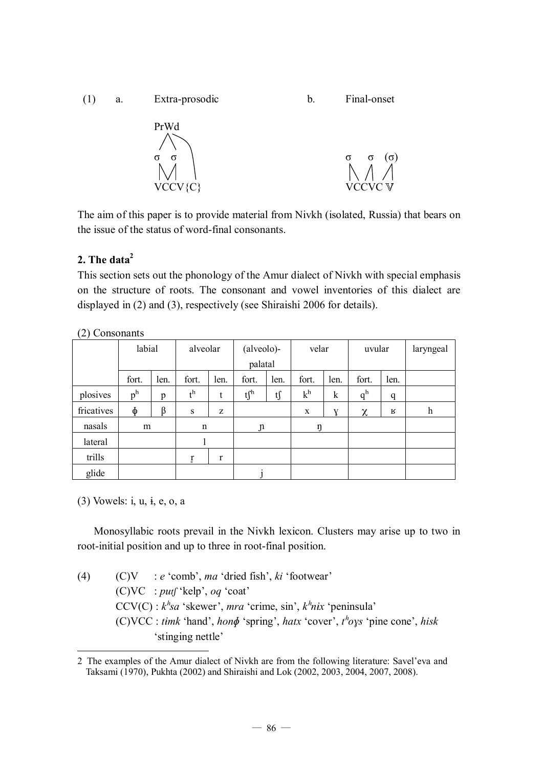(1) a. Extra-prosodic b. Final-onset

PrWd

σ σ

VCCV{C}

σ σ (σ)

VCCVC V̶

The aim of this paper is to provide material from Nivkh (isolated, Russia) that bears on the issue of the status of word-final consonants.

## 2. The data[2]

This section sets out the phonology of the Amur dialect of Nivkh with special emphasis on the structure of roots. The consonant and vowel inventories of this dialect are displayed in (2) and (3), respectively (see Shiraishi 2006 for details).

(2) Consonants

| | labial | | alveolar | | (alveolo)-palatal | | velar | | uvular | | laryngeal |
|---|---|---|---|---|---|---|---|---|---|---|---|
| | fort. | len. | fort. | len. | fort. | len. | fort. | len. | fort. | len. | |
| plosives | pʰ | p | tʰ | t | tʃʰ | tʃ | kʰ | k | qʰ | q | |
| fricatives | ɸ | β | s | z | | | x | ɣ | χ | ʁ | h |
| nasals | m | | n | | ɲ | | ŋ | | | | |
| lateral | | | l | | | | | | | | |
| trills | | | r̥ | r | | | | | | | |
| glide | | | | | j | | | | | | |

(3) Vowels: i, u, ɨ, e, o, a

Monosyllabic roots prevail in the Nivkh lexicon. Clusters may arise up to two in root-initial position and up to three in root-final position.

(4) (C)V : *e* 'comb', *ma* 'dried fish', *ki* 'footwear'
(C)VC : *putʃ* 'kelp', *oq* 'coat'
CCV(C) : *kʰsa* 'skewer', *mra* 'crime, sin', *kʰnɨx* 'peninsula'
(C)VCC : *tɨmk* 'hand', *honɸ* 'spring', *hatx* 'cover', *tʰoɣs* 'pine cone', *hisk* 'stinging nettle'

2 The examples of the Amur dialect of Nivkh are from the following literature: Savel'eva and Taksami (1970), Pukhta (2002) and Shiraishi and Lok (2002, 2003, 2004, 2007, 2008).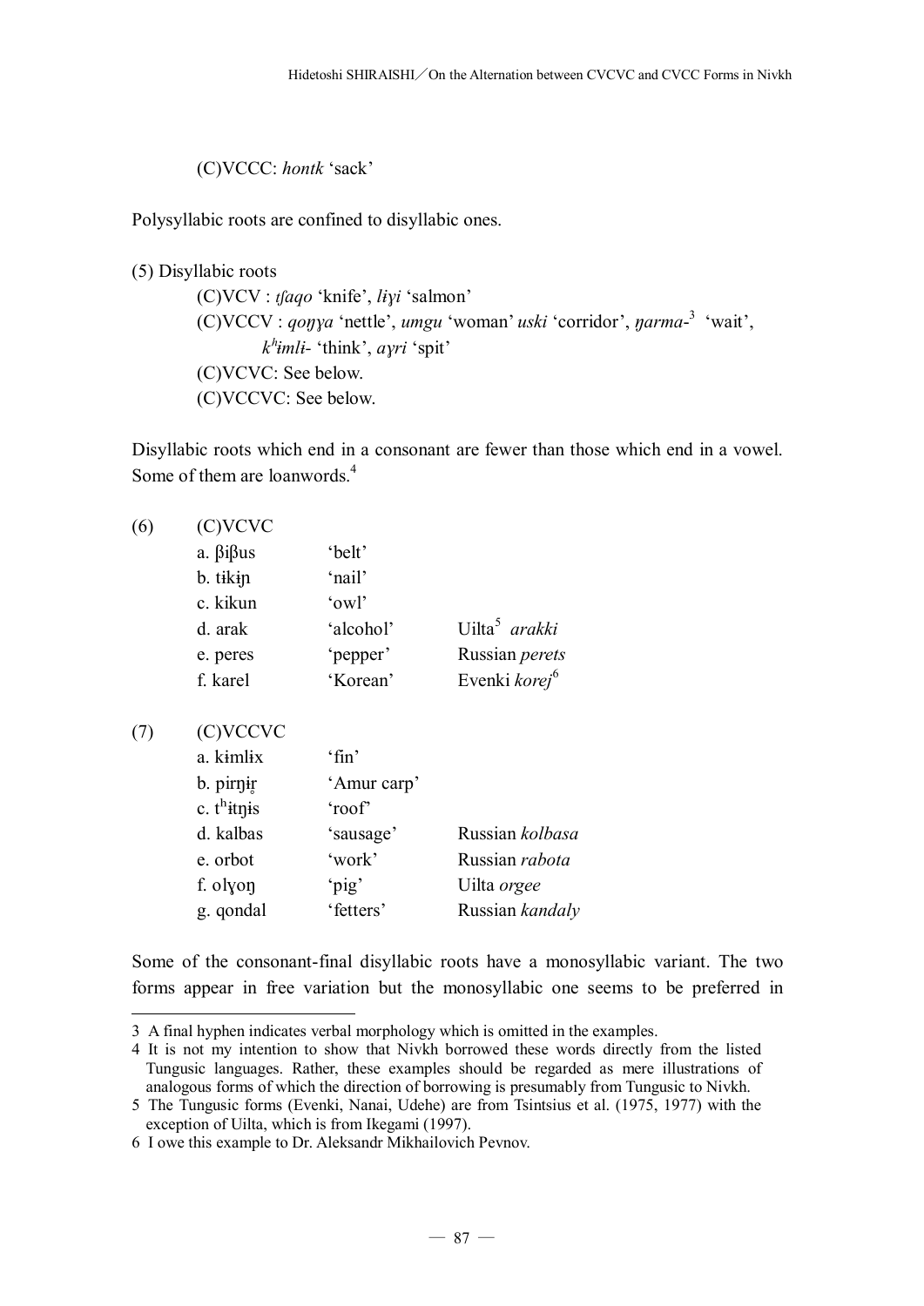(C)VCCC: *hontk* 'sack'

Polysyllabic roots are confined to disyllabic ones.

(5) Disyllabic roots

(C)VCV : *ʧaqo* 'knife', *lɨɣi* 'salmon'

(C)VCCV : *qoŋɣa* 'nettle', *umgu* 'woman' *uski* 'corridor', *ŋarma-*[3] 'wait', *kʰɨmlɨ-* 'think', *aɣri* 'spit'

(C)VCVC: See below.

(C)VCCVC: See below.

Disyllabic roots which end in a consonant are fewer than those which end in a vowel. Some of them are loanwords.[4]

(6) (C)VCVC

| | | |
|---|---|---|
| a. βiβus | 'belt' | |
| b. tɨkɨɲ | 'nail' | |
| c. kikun | 'owl' | |
| d. arak | 'alcohol' | Uilta[5] *arakki* |
| e. peres | 'pepper' | Russian *perets* |
| f. karel | 'Korean' | Evenki *korej*[6] |

(7) (C)VCCVC

| | | |
|---|---|---|
| a. kɨmlɨx | 'fin' | |
| b. pirŋɨr̥ | 'Amur carp' | |
| c. tʰɨtŋis | 'roof' | |
| d. kalbas | 'sausage' | Russian *kolbasa* |
| e. orbot | 'work' | Russian *rabota* |
| f. olɣoŋ | 'pig' | Uilta *orgee* |
| g. qondal | 'fetters' | Russian *kandaly* |

Some of the consonant-final disyllabic roots have a monosyllabic variant. The two forms appear in free variation but the monosyllabic one seems to be preferred in

---

3 A final hyphen indicates verbal morphology which is omitted in the examples.

4 It is not my intention to show that Nivkh borrowed these words directly from the listed Tungusic languages. Rather, these examples should be regarded as mere illustrations of analogous forms of which the direction of borrowing is presumably from Tungusic to Nivkh.

5 The Tungusic forms (Evenki, Nanai, Udehe) are from Tsintsius et al. (1975, 1977) with the exception of Uilta, which is from Ikegami (1997).

6 I owe this example to Dr. Aleksandr Mikhailovich Pevnov.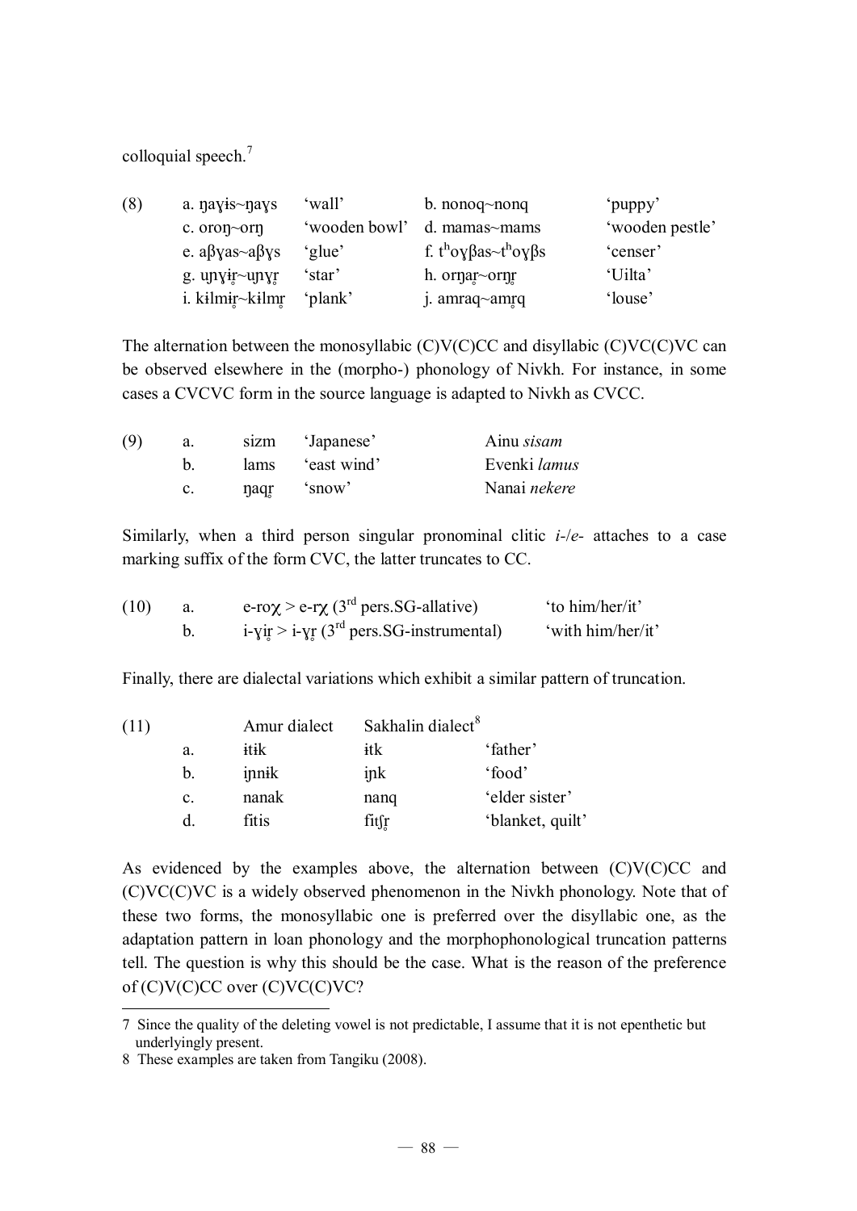colloquial speech.[7]

| | | | | |
|---|---|---|---|---|
| (8) | a. ŋaɣɨs~ŋaɣs | 'wall' | b. nonoq~nonq | 'puppy' |
| | c. oroŋ~orŋ | 'wooden bowl' | d. mamas~mams | 'wooden pestle' |
| | e. aβɣas~aβɣs | 'glue' | f. tʰoɣβas~tʰoɣβs | 'censer' |
| | g. uɲɣɨr̥~uɲɣr̥ | 'star' | h. orŋar̥~orŋr̥ | 'Uilta' |
| | i. kɨlmɨr̥~kɨlmr̥ | 'plank' | j. amraq~amr̥q | 'louse' |

The alternation between the monosyllabic (C)V(C)CC and disyllabic (C)VC(C)VC can be observed elsewhere in the (morpho-) phonology of Nivkh. For instance, in some cases a CVCVC form in the source language is adapted to Nivkh as CVCC.

| | | | | |
|---|---|---|---|---|
| (9) | a. | sizm | 'Japanese' | Ainu *sisam* |
| | b. | lams | 'east wind' | Evenki *lamus* |
| | c. | ŋaqr̥ | 'snow' | Nanai *nekere* |

Similarly, when a third person singular pronominal clitic *i-*/*e-* attaches to a case marking suffix of the form CVC, the latter truncates to CC.

| | | | |
|---|---|---|---|
| (10) | a. | e-roχ > e-rχ (3rd pers.SG-allative) | 'to him/her/it' |
| | b. | i-ɣɨr̥ > i-ɣr̥ (3rd pers.SG-instrumental) | 'with him/her/it' |

Finally, there are dialectal variations which exhibit a similar pattern of truncation.

| (11) | | Amur dialect | Sakhalin dialect[8] | |
|---|---|---|---|---|
| | a. | ɨtɨk | ɨtk | 'father' |
| | b. | iɲɲɨk | iɲk | 'food' |
| | c. | nanak | nanq | 'elder sister' |
| | d. | fitis | fitʃr̥ | 'blanket, quilt' |

As evidenced by the examples above, the alternation between (C)V(C)CC and (C)VC(C)VC is a widely observed phenomenon in the Nivkh phonology. Note that of these two forms, the monosyllabic one is preferred over the disyllabic one, as the adaptation pattern in loan phonology and the morphophonological truncation patterns tell. The question is why this should be the case. What is the reason of the preference of (C)V(C)CC over (C)VC(C)VC?

7 Since the quality of the deleting vowel is not predictable, I assume that it is not epenthetic but underlyingly present.

8 These examples are taken from Tangiku (2008).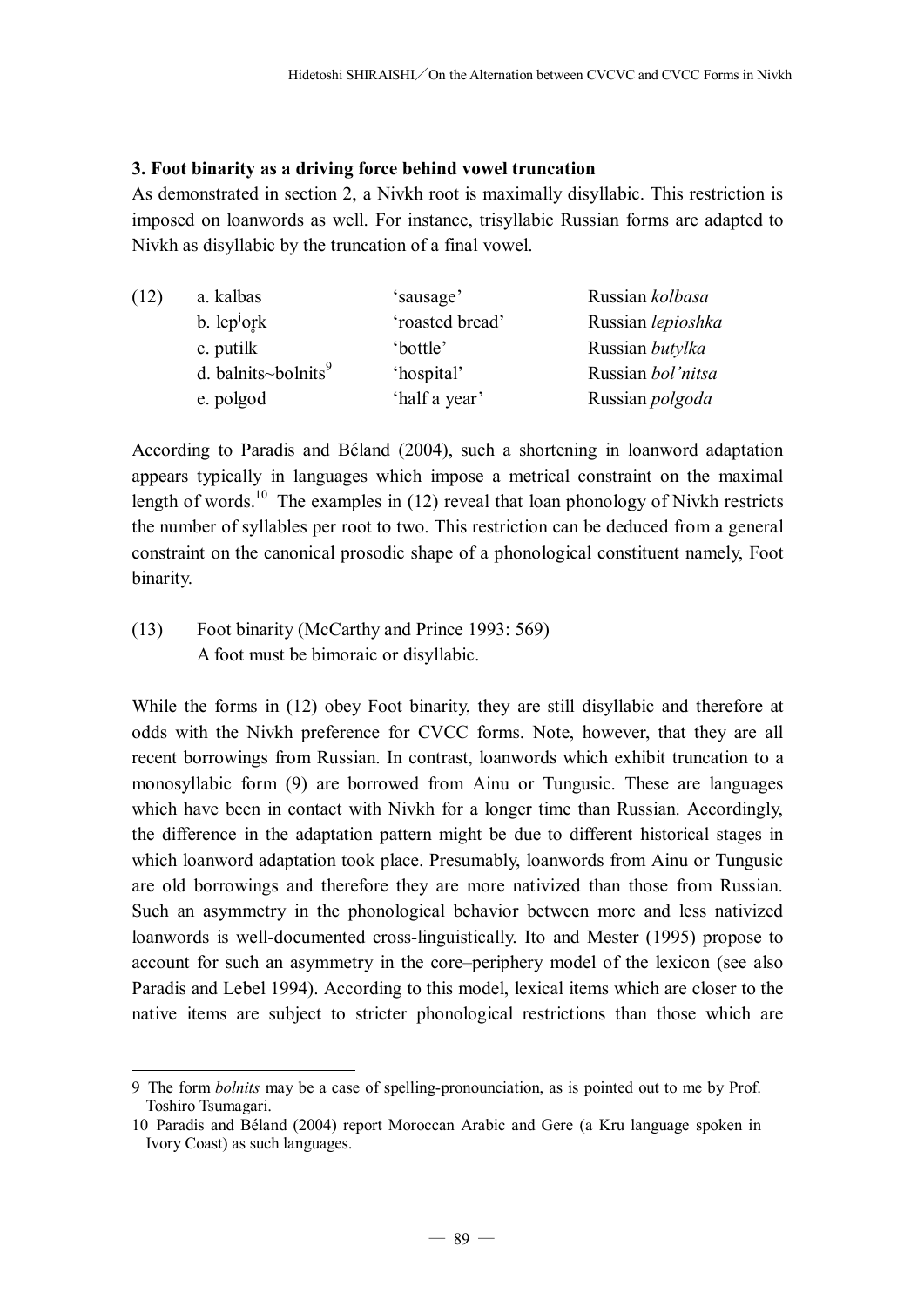### 3. Foot binarity as a driving force behind vowel truncation

As demonstrated in section 2, a Nivkh root is maximally disyllabic. This restriction is imposed on loanwords as well. For instance, trisyllabic Russian forms are adapted to Nivkh as disyllabic by the truncation of a final vowel.

| | | | |
|---|---|---|---|
| (12) | a. kalbas | 'sausage' | Russian *kolbasa* |
| | b. lepʲor̥k | 'roasted bread' | Russian *lepioshka* |
| | c. putɨlk | 'bottle' | Russian *butylka* |
| | d. balnits~bolnits[9] | 'hospital' | Russian *bol'nitsa* |
| | e. polgod | 'half a year' | Russian *polgoda* |

According to Paradis and Béland (2004), such a shortening in loanword adaptation appears typically in languages which impose a metrical constraint on the maximal length of words.[10] The examples in (12) reveal that loan phonology of Nivkh restricts the number of syllables per root to two. This restriction can be deduced from a general constraint on the canonical prosodic shape of a phonological constituent namely, Foot binarity.

(13) Foot binarity (McCarthy and Prince 1993: 569)
A foot must be bimoraic or disyllabic.

While the forms in (12) obey Foot binarity, they are still disyllabic and therefore at odds with the Nivkh preference for CVCC forms. Note, however, that they are all recent borrowings from Russian. In contrast, loanwords which exhibit truncation to a monosyllabic form (9) are borrowed from Ainu or Tungusic. These are languages which have been in contact with Nivkh for a longer time than Russian. Accordingly, the difference in the adaptation pattern might be due to different historical stages in which loanword adaptation took place. Presumably, loanwords from Ainu or Tungusic are old borrowings and therefore they are more nativized than those from Russian. Such an asymmetry in the phonological behavior between more and less nativized loanwords is well-documented cross-linguistically. Ito and Mester (1995) propose to account for such an asymmetry in the core–periphery model of the lexicon (see also Paradis and Lebel 1994). According to this model, lexical items which are closer to the native items are subject to stricter phonological restrictions than those which are

---

9 The form *bolnits* may be a case of spelling-pronounciation, as is pointed out to me by Prof. Toshiro Tsumagari.

10 Paradis and Béland (2004) report Moroccan Arabic and Gere (a Kru language spoken in Ivory Coast) as such languages.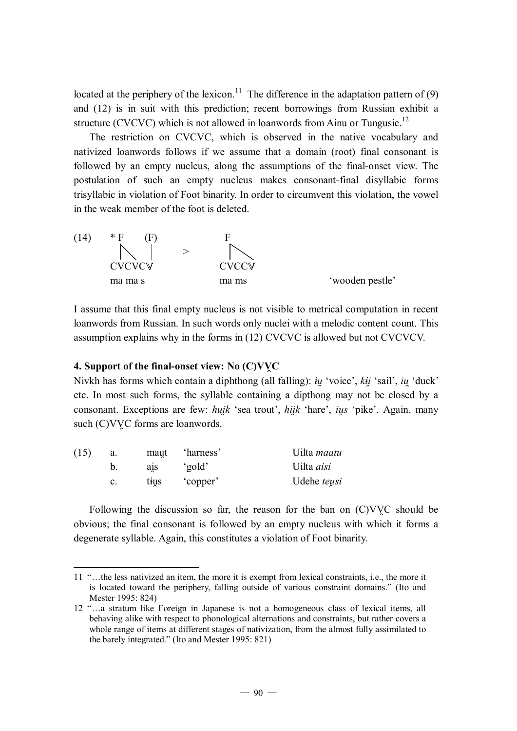located at the periphery of the lexicon.[11] The difference in the adaptation pattern of (9) and (12) is in suit with this prediction; recent borrowings from Russian exhibit a structure (CVCVC) which is not allowed in loanwords from Ainu or Tungusic.[12]

The restriction on CVCVC, which is observed in the native vocabulary and nativized loanwords follows if we assume that a domain (root) final consonant is followed by an empty nucleus, along the assumptions of the final-onset view. The postulation of such an empty nucleus makes consonant-final disyllabic forms trisyllabic in violation of Foot binarity. In order to circumvent this violation, the vowel in the weak member of the foot is deleted.

```
(14)    * F      (F)              F
          |\      |       >        |\
        CVCVCV̸                  CVCCV̸
        ma ma s                  ma ms              'wooden pestle'
```

I assume that this final empty nucleus is not visible to metrical computation in recent loanwords from Russian. In such words only nuclei with a melodic content count. This assumption explains why in the forms in (12) CVCVC is allowed but not CVCVCV.

**4. Support of the final-onset view: No (C)VV̯C**

Nivkh has forms which contain a diphthong (all falling): *ɨu̯* 'voice', *ki̯i̯* 'sail', *iu̯* 'duck' etc. In most such forms, the syllable containing a dipthong may not be closed by a consonant. Exceptions are few: *hui̯k* 'sea trout', *hi̯i̯k* 'hare', *iu̯s* 'pike'. Again, many such (C)VV̯C forms are loanwords.

| | | | | |
|---|---|---|---|---|
| (15) | a. | mau̯t | 'harness' | Uilta *maatu* |
| | b. | ai̯s | 'gold' | Uilta *aisi* |
| | c. | tiu̯s | 'copper' | Udehe *teu̯si* |

Following the discussion so far, the reason for the ban on (C)VV̯C should be obvious; the final consonant is followed by an empty nucleus with which it forms a degenerate syllable. Again, this constitutes a violation of Foot binarity.

---

11 "…the less nativized an item, the more it is exempt from lexical constraints, i.e., the more it is located toward the periphery, falling outside of various constraint domains." (Ito and Mester 1995: 824)

12 "…a stratum like Foreign in Japanese is not a homogeneous class of lexical items, all behaving alike with respect to phonological alternations and constraints, but rather covers a whole range of items at different stages of nativization, from the almost fully assimilated to the barely integrated." (Ito and Mester 1995: 821)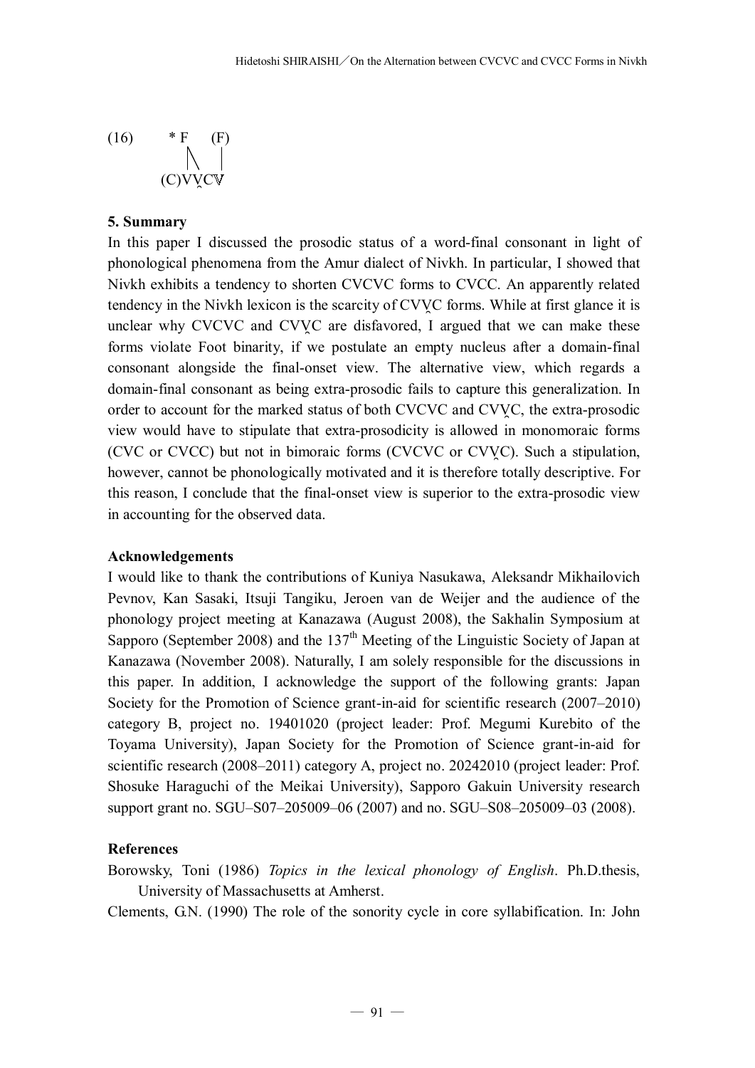(16)

```
    * F     (F)
     |\      |
  (C)VV̯CV̶
```

**5. Summary**

In this paper I discussed the prosodic status of a word-final consonant in light of phonological phenomena from the Amur dialect of Nivkh. In particular, I showed that Nivkh exhibits a tendency to shorten CVCVC forms to CVCC. An apparently related tendency in the Nivkh lexicon is the scarcity of CVV̯C forms. While at first glance it is unclear why CVCVC and CVV̯C are disfavored, I argued that we can make these forms violate Foot binarity, if we postulate an empty nucleus after a domain-final consonant alongside the final-onset view. The alternative view, which regards a domain-final consonant as being extra-prosodic fails to capture this generalization. In order to account for the marked status of both CVCVC and CVV̯C, the extra-prosodic view would have to stipulate that extra-prosodicity is allowed in monomoraic forms (CVC or CVCC) but not in bimoraic forms (CVCVC or CVV̯C). Such a stipulation, however, cannot be phonologically motivated and it is therefore totally descriptive. For this reason, I conclude that the final-onset view is superior to the extra-prosodic view in accounting for the observed data.

**Acknowledgements**

I would like to thank the contributions of Kuniya Nasukawa, Aleksandr Mikhailovich Pevnov, Kan Sasaki, Itsuji Tangiku, Jeroen van de Weijer and the audience of the phonology project meeting at Kanazawa (August 2008), the Sakhalin Symposium at Sapporo (September 2008) and the 137th Meeting of the Linguistic Society of Japan at Kanazawa (November 2008). Naturally, I am solely responsible for the discussions in this paper. In addition, I acknowledge the support of the following grants: Japan Society for the Promotion of Science grant-in-aid for scientific research (2007–2010) category B, project no. 19401020 (project leader: Prof. Megumi Kurebito of the Toyama University), Japan Society for the Promotion of Science grant-in-aid for scientific research (2008–2011) category A, project no. 20242010 (project leader: Prof. Shosuke Haraguchi of the Meikai University), Sapporo Gakuin University research support grant no. SGU–S07–205009–06 (2007) and no. SGU–S08–205009–03 (2008).

**References**

Borowsky, Toni (1986) *Topics in the lexical phonology of English*. Ph.D.thesis, University of Massachusetts at Amherst.

Clements, G.N. (1990) The role of the sonority cycle in core syllabification. In: John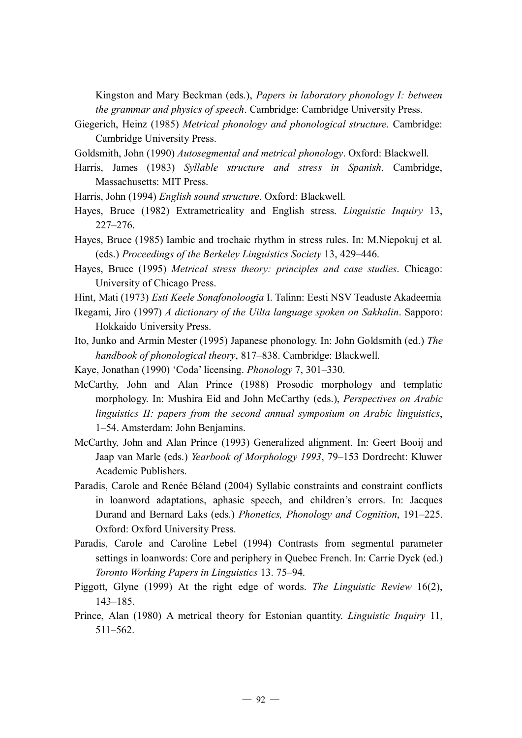Kingston and Mary Beckman (eds.), *Papers in laboratory phonology I: between the grammar and physics of speech*. Cambridge: Cambridge University Press.

Giegerich, Heinz (1985) *Metrical phonology and phonological structure*. Cambridge: Cambridge University Press.

Goldsmith, John (1990) *Autosegmental and metrical phonology*. Oxford: Blackwell.

Harris, James (1983) *Syllable structure and stress in Spanish*. Cambridge, Massachusetts: MIT Press.

Harris, John (1994) *English sound structure*. Oxford: Blackwell.

Hayes, Bruce (1982) Extrametricality and English stress. *Linguistic Inquiry* 13, 227–276.

Hayes, Bruce (1985) Iambic and trochaic rhythm in stress rules. In: M.Niepokuj et al. (eds.) *Proceedings of the Berkeley Linguistics Society* 13, 429–446.

Hayes, Bruce (1995) *Metrical stress theory: principles and case studies*. Chicago: University of Chicago Press.

Hint, Mati (1973) *Esti Keele Sonafonoloogia* I. Talinn: Eesti NSV Teaduste Akadeemia

Ikegami, Jiro (1997) *A dictionary of the Uilta language spoken on Sakhalin*. Sapporo: Hokkaido University Press.

Ito, Junko and Armin Mester (1995) Japanese phonology. In: John Goldsmith (ed.) *The handbook of phonological theory*, 817–838. Cambridge: Blackwell.

Kaye, Jonathan (1990) 'Coda' licensing. *Phonology* 7, 301–330.

McCarthy, John and Alan Prince (1988) Prosodic morphology and templatic morphology. In: Mushira Eid and John McCarthy (eds.), *Perspectives on Arabic linguistics II: papers from the second annual symposium on Arabic linguistics*, 1–54. Amsterdam: John Benjamins.

McCarthy, John and Alan Prince (1993) Generalized alignment. In: Geert Booij and Jaap van Marle (eds.) *Yearbook of Morphology 1993*, 79–153 Dordrecht: Kluwer Academic Publishers.

Paradis, Carole and Renée Béland (2004) Syllabic constraints and constraint conflicts in loanword adaptations, aphasic speech, and children's errors. In: Jacques Durand and Bernard Laks (eds.) *Phonetics, Phonology and Cognition*, 191–225. Oxford: Oxford University Press.

Paradis, Carole and Caroline Lebel (1994) Contrasts from segmental parameter settings in loanwords: Core and periphery in Quebec French. In: Carrie Dyck (ed.) *Toronto Working Papers in Linguistics* 13. 75–94.

Piggott, Glyne (1999) At the right edge of words. *The Linguistic Review* 16(2), 143–185.

Prince, Alan (1980) A metrical theory for Estonian quantity. *Linguistic Inquiry* 11, 511–562.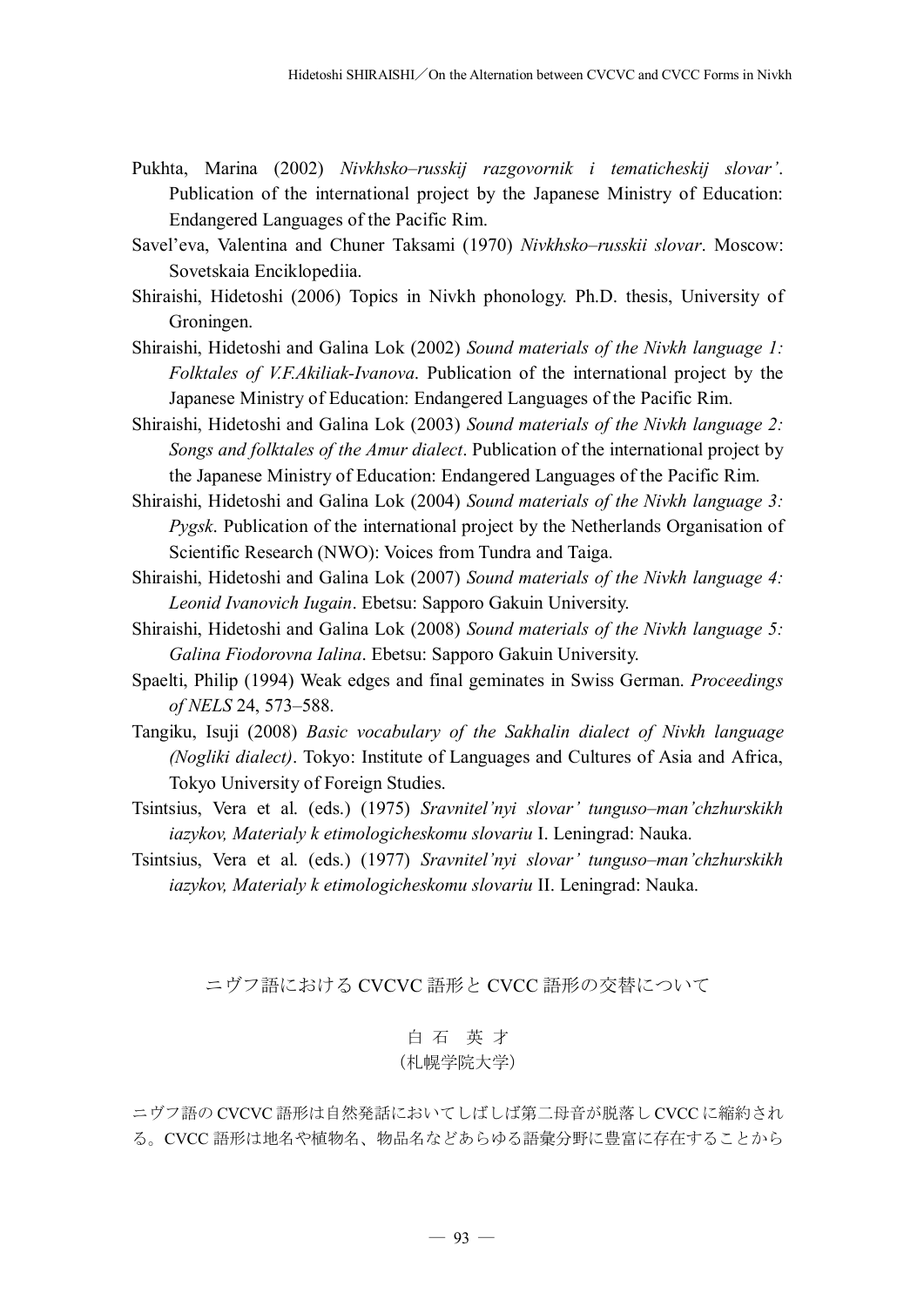Pukhta, Marina (2002) *Nivkhsko–russkij razgovornik i tematicheskij slovar'*. Publication of the international project by the Japanese Ministry of Education: Endangered Languages of the Pacific Rim.

Savel'eva, Valentina and Chuner Taksami (1970) *Nivkhsko–russkii slovar*. Moscow: Sovetskaia Enciklopediia.

Shiraishi, Hidetoshi (2006) Topics in Nivkh phonology. Ph.D. thesis, University of Groningen.

Shiraishi, Hidetoshi and Galina Lok (2002) *Sound materials of the Nivkh language 1: Folktales of V.F.Akiliak-Ivanova*. Publication of the international project by the Japanese Ministry of Education: Endangered Languages of the Pacific Rim.

Shiraishi, Hidetoshi and Galina Lok (2003) *Sound materials of the Nivkh language 2: Songs and folktales of the Amur dialect*. Publication of the international project by the Japanese Ministry of Education: Endangered Languages of the Pacific Rim.

Shiraishi, Hidetoshi and Galina Lok (2004) *Sound materials of the Nivkh language 3: Pygsk*. Publication of the international project by the Netherlands Organisation of Scientific Research (NWO): Voices from Tundra and Taiga.

Shiraishi, Hidetoshi and Galina Lok (2007) *Sound materials of the Nivkh language 4: Leonid Ivanovich Iugain*. Ebetsu: Sapporo Gakuin University.

Shiraishi, Hidetoshi and Galina Lok (2008) *Sound materials of the Nivkh language 5: Galina Fiodorovna Ialina*. Ebetsu: Sapporo Gakuin University.

Spaelti, Philip (1994) Weak edges and final geminates in Swiss German. *Proceedings of NELS* 24, 573–588.

Tangiku, Isuji (2008) *Basic vocabulary of the Sakhalin dialect of Nivkh language (Nogliki dialect)*. Tokyo: Institute of Languages and Cultures of Asia and Africa, Tokyo University of Foreign Studies.

Tsintsius, Vera et al. (eds.) (1975) *Sravnitel'nyi slovar' tunguso–man'chzhurskikh iazykov, Materialy k etimologicheskomu slovariu* I. Leningrad: Nauka.

Tsintsius, Vera et al. (eds.) (1977) *Sravnitel'nyi slovar' tunguso–man'chzhurskikh iazykov, Materialy k etimologicheskomu slovariu* II. Leningrad: Nauka.

## ニヴフ語における CVCVC 語形と CVCC 語形の交替について

白 石　英 才
（札幌学院大学）

ニヴフ語の CVCVC 語形は自然発話においてしばしば第二母音が脱落し CVCC に縮約される。CVCC 語形は地名や植物名、物品名などあらゆる語彙分野に豊富に存在することから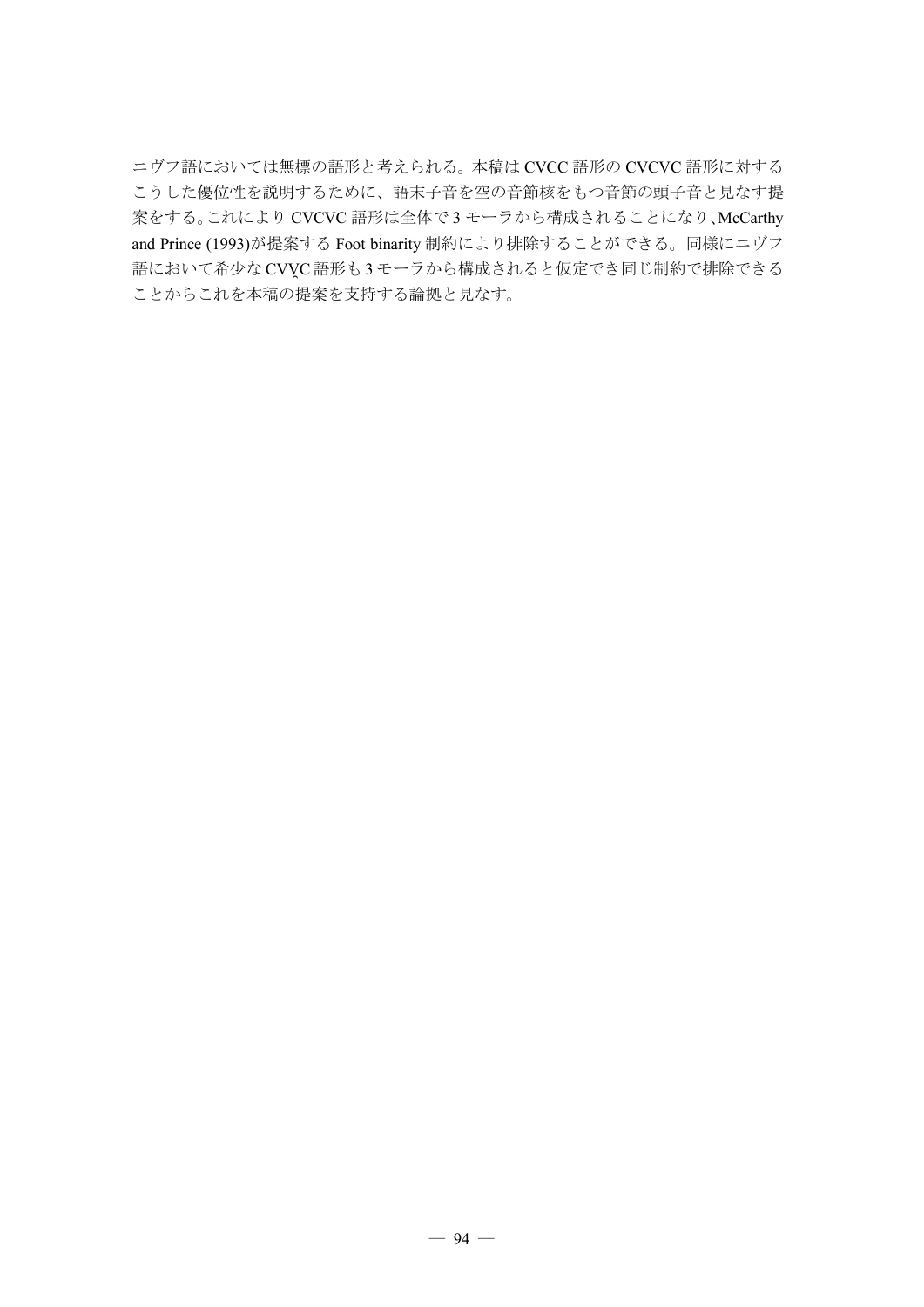ニヴフ語においては無標の語形と考えられる。本稿は CVCC 語形の CVCVC 語形に対するこうした優位性を説明するために、語末子音を空の音節核をもつ音節の頭子音と見なす提案をする。これにより CVCVC 語形は全体で 3 モーラから構成されることになり、McCarthy and Prince (1993)が提案する Foot binarity 制約により排除することができる。同様にニヴフ語において希少な CVV̯C 語形も 3 モーラから構成されると仮定でき同じ制約で排除できることからこれを本稿の提案を支持する論拠と見なす。